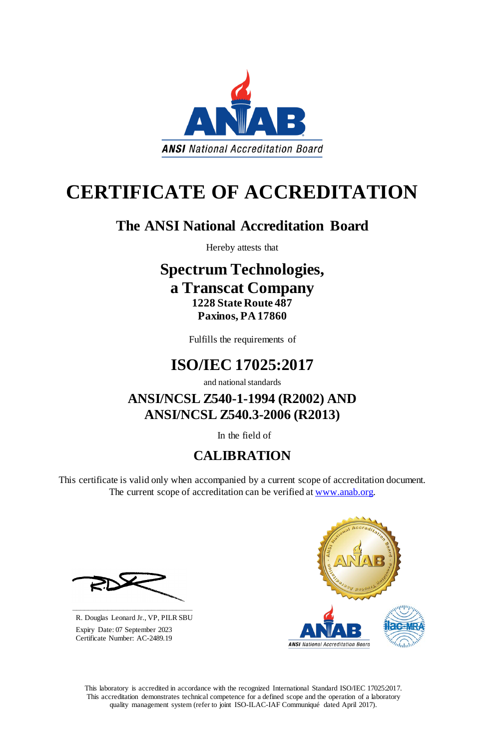ANSI National Accreditation Board

# CERTIFICATE OF ACCREDITATION

## The ANSI National Accreditation Board

Hereby attests that

## Spectrum Technologies, a Transcat Company

**1228 State Route 487**
**Paxinos, PA 17860**

Fulfills the requirements of

## ISO/IEC 17025:2017

and national standards

## ANSI/NCSL Z540-1-1994 (R2002) AND ANSI/NCSL Z540.3-2006 (R2013)

In the field of

## CALIBRATION

This certificate is valid only when accompanied by a current scope of accreditation document. The current scope of accreditation can be verified at www.anab.org.

R. Douglas Leonard Jr., VP, PILR SBU

Expiry Date: 07 September 2023
Certificate Number: AC-2489.19

This laboratory is accredited in accordance with the recognized International Standard ISO/IEC 17025:2017. This accreditation demonstrates technical competence for a defined scope and the operation of a laboratory quality management system (refer to joint ISO-ILAC-IAF Communiqué dated April 2017).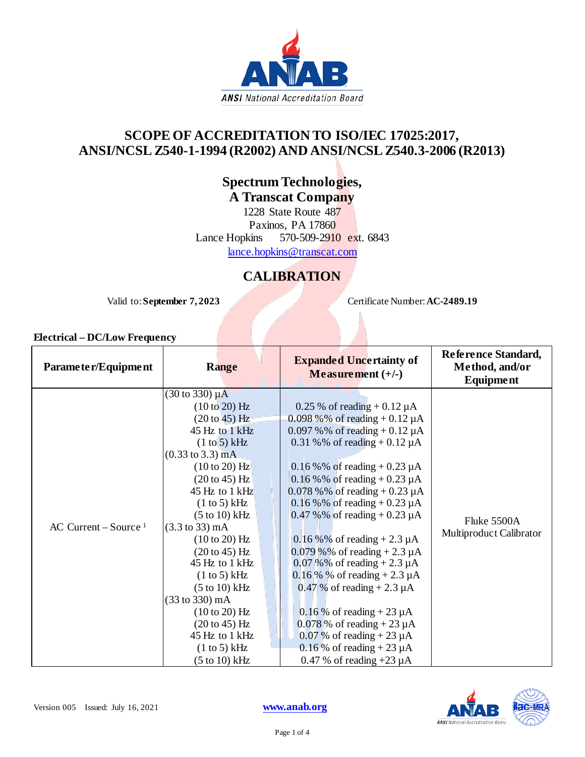# SCOPE OF ACCREDITATION TO ISO/IEC 17025:2017, ANSI/NCSL Z540-1-1994 (R2002) AND ANSI/NCSL Z540.3-2006 (R2013)

## Spectrum Technologies, A Transcat Company

1228 State Route 487
Paxinos, PA 17860
Lance Hopkins 570-509-2910 ext. 6843
lance.hopkins@transcat.com

## CALIBRATION

Valid to: **September 7, 2023**

Certificate Number: **AC-2489.19**

### Electrical – DC/Low Frequency

| Parameter/Equipment | Range | Expanded Uncertainty of Measurement (+/-) | Reference Standard, Method, and/or Equipment |
|---|---|---|---|
| AC Current – Source [1] | (30 to 330) µA | | Fluke 5500A Multiproduct Calibrator |
| | (10 to 20) Hz | 0.25 % of reading + 0.12 µA | |
| | (20 to 45) Hz | 0.098 %% of reading + 0.12 µA | |
| | 45 Hz to 1 kHz | 0.097 %% of reading + 0.12 µA | |
| | (1 to 5) kHz | 0.31 %% of reading + 0.12 µA | |
| | (0.33 to 3.3) mA | | |
| | (10 to 20) Hz | 0.16 %% of reading + 0.23 µA | |
| | (20 to 45) Hz | 0.16 %% of reading + 0.23 µA | |
| | 45 Hz to 1 kHz | 0.078 %% of reading + 0.23 µA | |
| | (1 to 5) kHz | 0.16 %% of reading + 0.23 µA | |
| | (5 to 10) kHz | 0.47 %% of reading + 0.23 µA | |
| | (3.3 to 33) mA | | |
| | (10 to 20) Hz | 0.16 %% of reading + 2.3 µA | |
| | (20 to 45) Hz | 0.079 %% of reading + 2.3 µA | |
| | 45 Hz to 1 kHz | 0.07 %% of reading + 2.3 µA | |
| | (1 to 5) kHz | 0.16 % % of reading + 2.3 µA | |
| | (5 to 10) kHz | 0.47 % of reading + 2.3 µA | |
| | (33 to 330) mA | | |
| | (10 to 20) Hz | 0.16 % of reading + 23 µA | |
| | (20 to 45) Hz | 0.078 % of reading + 23 µA | |
| | 45 Hz to 1 kHz | 0.07 % of reading + 23 µA | |
| | (1 to 5) kHz | 0.16 % of reading + 23 µA | |
| | (5 to 10) kHz | 0.47 % of reading +23 µA | |

Version 005 Issued: July 16, 2021

www.anab.org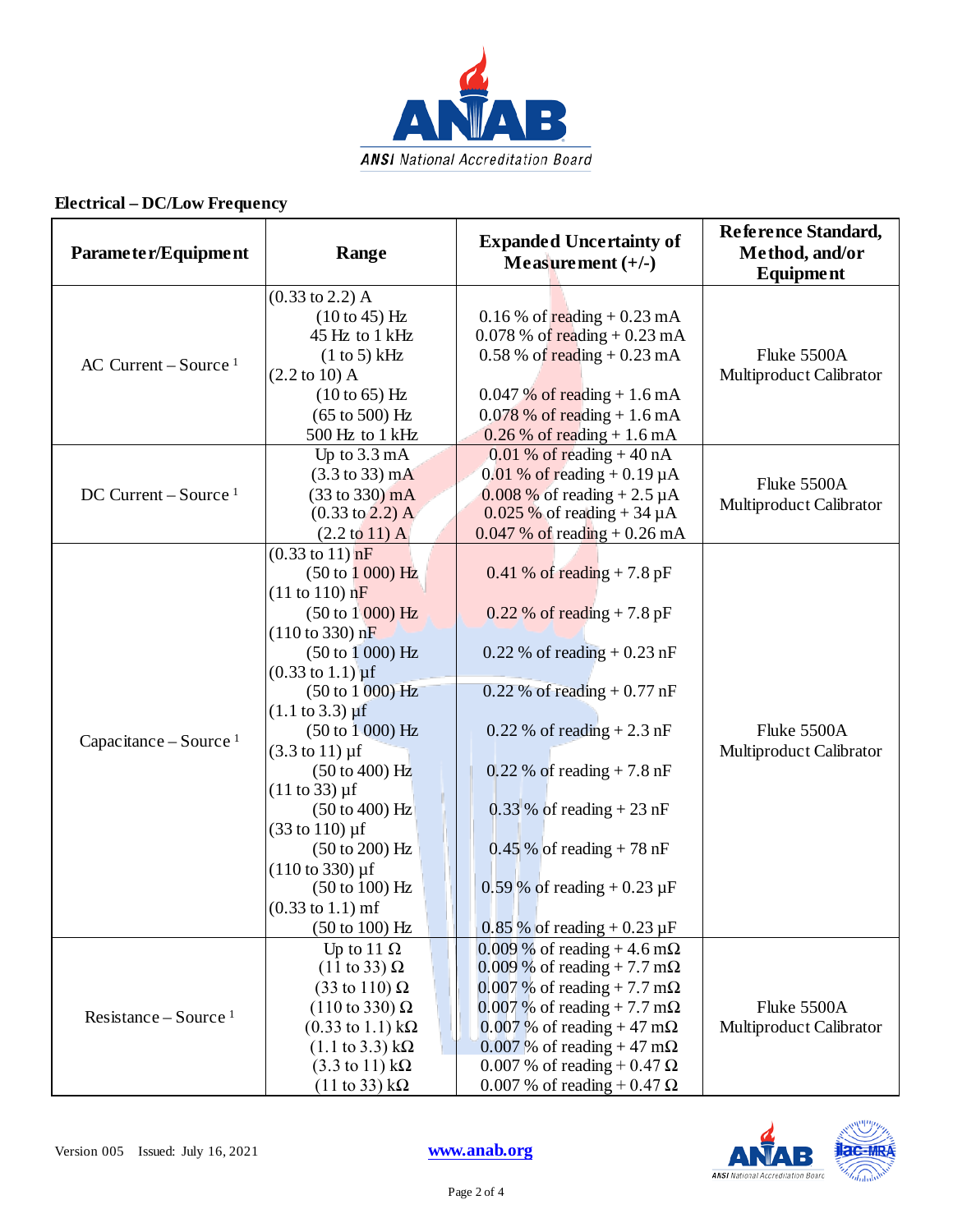## Electrical – DC/Low Frequency

| Parameter/Equipment | Range | Expanded Uncertainty of Measurement (+/-) | Reference Standard, Method, and/or Equipment |
|---|---|---|---|
| AC Current – Source [1] | (0.33 to 2.2) A<br>(10 to 45) Hz<br>45 Hz to 1 kHz<br>(1 to 5) kHz<br>(2.2 to 10) A<br>(10 to 65) Hz<br>(65 to 500) Hz<br>500 Hz to 1 kHz | <br>0.16 % of reading + 0.23 mA<br>0.078 % of reading + 0.23 mA<br>0.58 % of reading + 0.23 mA<br><br>0.047 % of reading + 1.6 mA<br>0.078 % of reading + 1.6 mA<br>0.26 % of reading + 1.6 mA | Fluke 5500A Multiproduct Calibrator |
| DC Current – Source [1] | Up to 3.3 mA<br>(3.3 to 33) mA<br>(33 to 330) mA<br>(0.33 to 2.2) A<br>(2.2 to 11) A | 0.01 % of reading + 40 nA<br>0.01 % of reading + 0.19 µA<br>0.008 % of reading + 2.5 µA<br>0.025 % of reading + 34 µA<br>0.047 % of reading + 0.26 mA | Fluke 5500A Multiproduct Calibrator |
| Capacitance – Source [1] | (0.33 to 11) nF<br>(50 to 1 000) Hz<br>(11 to 110) nF<br>(50 to 1 000) Hz<br>(110 to 330) nF<br>(50 to 1 000) Hz<br>(0.33 to 1.1) µf<br>(50 to 1 000) Hz<br>(1.1 to 3.3) µf<br>(50 to 1 000) Hz<br>(3.3 to 11) µf<br>(50 to 400) Hz<br>(11 to 33) µf<br>(50 to 400) Hz<br>(33 to 110) µf<br>(50 to 200) Hz<br>(110 to 330) µf<br>(50 to 100) Hz<br>(0.33 to 1.1) mf<br>(50 to 100) Hz | <br>0.41 % of reading + 7.8 pF<br><br>0.22 % of reading + 7.8 pF<br><br>0.22 % of reading + 0.23 nF<br><br>0.22 % of reading + 0.77 nF<br><br>0.22 % of reading + 2.3 nF<br><br>0.22 % of reading + 7.8 nF<br><br>0.33 % of reading + 23 nF<br><br>0.45 % of reading + 78 nF<br><br>0.59 % of reading + 0.23 µF<br><br>0.85 % of reading + 0.23 µF | Fluke 5500A Multiproduct Calibrator |
| Resistance – Source [1] | Up to 11 Ω<br>(11 to 33) Ω<br>(33 to 110) Ω<br>(110 to 330) Ω<br>(0.33 to 1.1) kΩ<br>(1.1 to 3.3) kΩ<br>(3.3 to 11) kΩ<br>(11 to 33) kΩ | 0.009 % of reading + 4.6 mΩ<br>0.009 % of reading + 7.7 mΩ<br>0.007 % of reading + 7.7 mΩ<br>0.007 % of reading + 7.7 mΩ<br>0.007 % of reading + 47 mΩ<br>0.007 % of reading + 47 mΩ<br>0.007 % of reading + 0.47 Ω<br>0.007 % of reading + 0.47 Ω | Fluke 5500A Multiproduct Calibrator |

Version 005 Issued: July 16, 2021 www.anab.org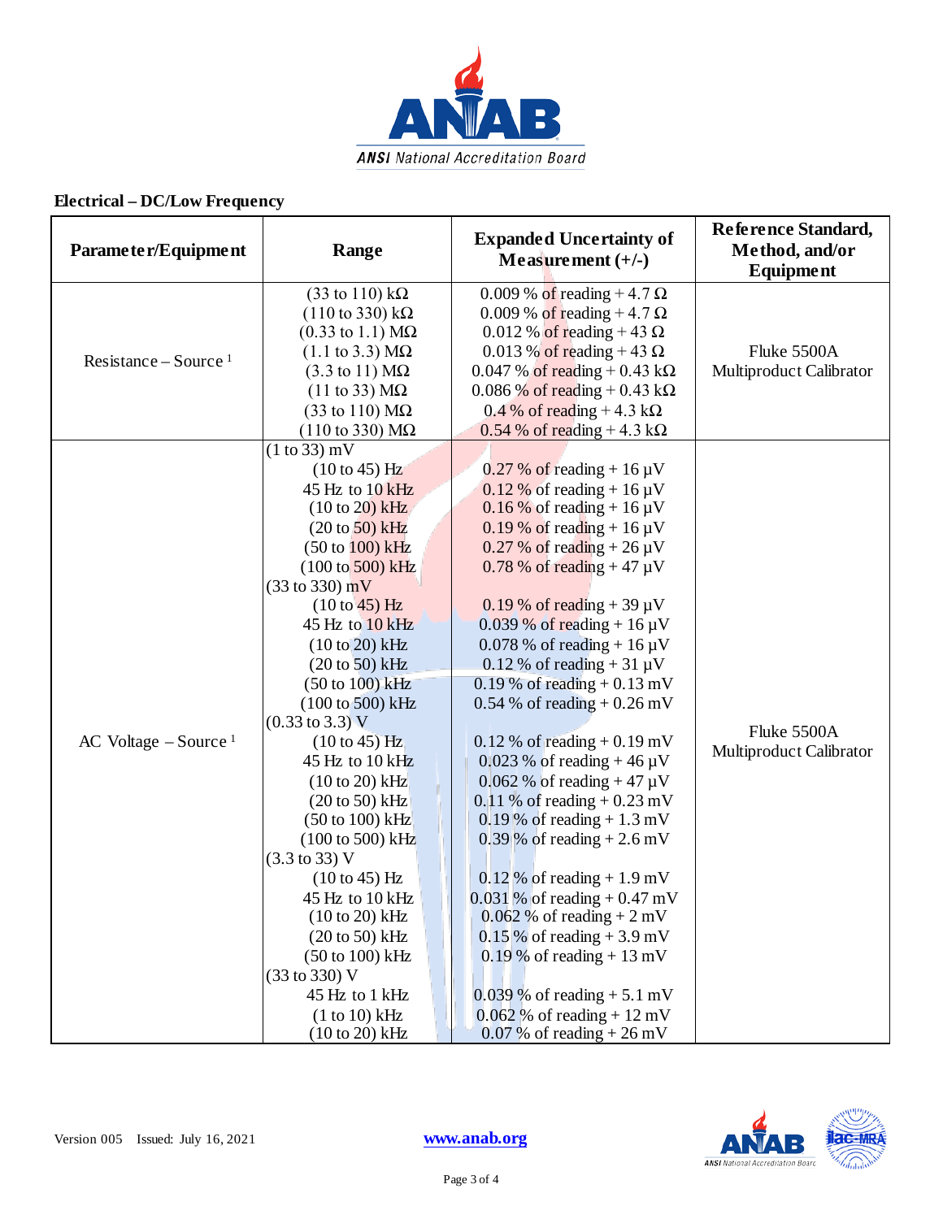**Electrical – DC/Low Frequency**

| Parameter/Equipment | Range | Expanded Uncertainty of Measurement (+/-) | Reference Standard, Method, and/or Equipment |
|---|---|---|---|
| Resistance – Source [1] | (33 to 110) kΩ | 0.009 % of reading + 4.7 Ω | Fluke 5500A Multiproduct Calibrator |
| | (110 to 330) kΩ | 0.009 % of reading + 4.7 Ω | |
| | (0.33 to 1.1) MΩ | 0.012 % of reading + 43 Ω | |
| | (1.1 to 3.3) MΩ | 0.013 % of reading + 43 Ω | |
| | (3.3 to 11) MΩ | 0.047 % of reading + 0.43 kΩ | |
| | (11 to 33) MΩ | 0.086 % of reading + 0.43 kΩ | |
| | (33 to 110) MΩ | 0.4 % of reading + 4.3 kΩ | |
| | (110 to 330) MΩ | 0.54 % of reading + 4.3 kΩ | |
| AC Voltage – Source [1] | (1 to 33) mV | | Fluke 5500A Multiproduct Calibrator |
| | (10 to 45) Hz | 0.27 % of reading + 16 µV | |
| | 45 Hz to 10 kHz | 0.12 % of reading + 16 µV | |
| | (10 to 20) kHz | 0.16 % of reading + 16 µV | |
| | (20 to 50) kHz | 0.19 % of reading + 16 µV | |
| | (50 to 100) kHz | 0.27 % of reading + 26 µV | |
| | (100 to 500) kHz | 0.78 % of reading + 47 µV | |
| | (33 to 330) mV | | |
| | (10 to 45) Hz | 0.19 % of reading + 39 µV | |
| | 45 Hz to 10 kHz | 0.039 % of reading + 16 µV | |
| | (10 to 20) kHz | 0.078 % of reading + 16 µV | |
| | (20 to 50) kHz | 0.12 % of reading + 31 µV | |
| | (50 to 100) kHz | 0.19 % of reading + 0.13 mV | |
| | (100 to 500) kHz | 0.54 % of reading + 0.26 mV | |
| | (0.33 to 3.3) V | | |
| | (10 to 45) Hz | 0.12 % of reading + 0.19 mV | |
| | 45 Hz to 10 kHz | 0.023 % of reading + 46 µV | |
| | (10 to 20) kHz | 0.062 % of reading + 47 µV | |
| | (20 to 50) kHz | 0.11 % of reading + 0.23 mV | |
| | (50 to 100) kHz | 0.19 % of reading + 1.3 mV | |
| | (100 to 500) kHz | 0.39 % of reading + 2.6 mV | |
| | (3.3 to 33) V | | |
| | (10 to 45) Hz | 0.12 % of reading + 1.9 mV | |
| | 45 Hz to 10 kHz | 0.031 % of reading + 0.47 mV | |
| | (10 to 20) kHz | 0.062 % of reading + 2 mV | |
| | (20 to 50) kHz | 0.15 % of reading + 3.9 mV | |
| | (50 to 100) kHz | 0.19 % of reading + 13 mV | |
| | (33 to 330) V | | |
| | 45 Hz to 1 kHz | 0.039 % of reading + 5.1 mV | |
| | (1 to 10) kHz | 0.062 % of reading + 12 mV | |
| | (10 to 20) kHz | 0.07 % of reading + 26 mV | |

Version 005 Issued: July 16, 2021 www.anab.org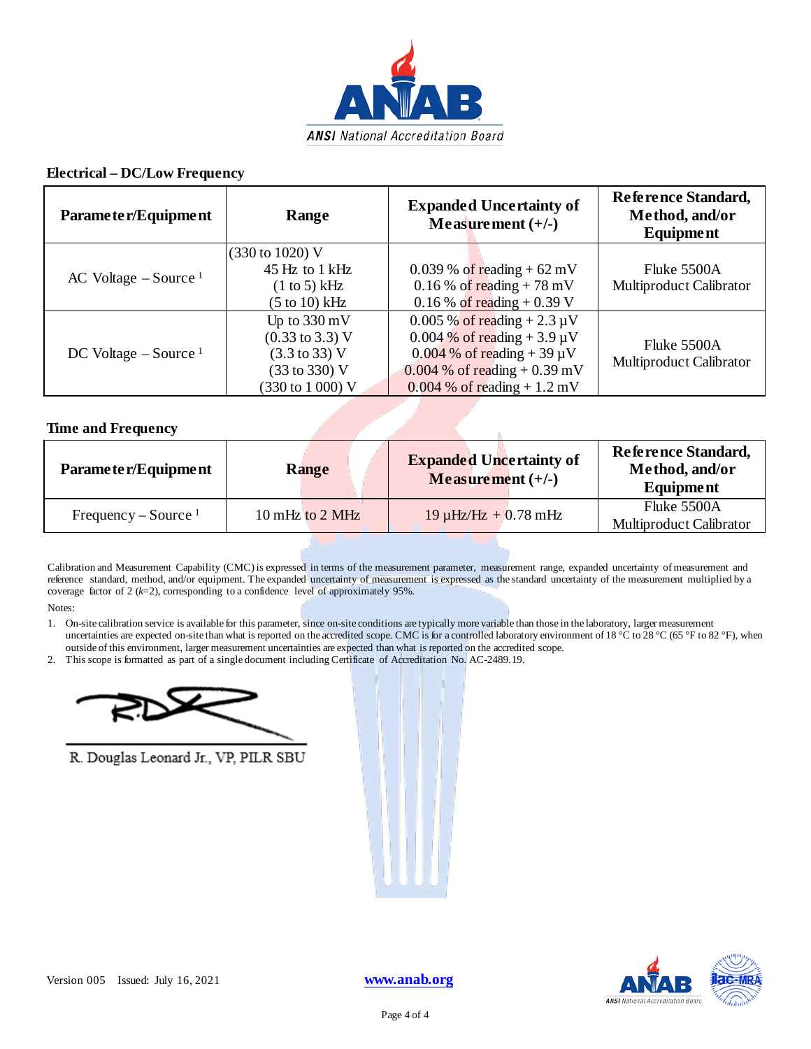## Electrical – DC/Low Frequency

| Parameter/Equipment | Range | Expanded Uncertainty of Measurement (+/-) | Reference Standard, Method, and/or Equipment |
|---|---|---|---|
| AC Voltage – Source [1] | (330 to 1020) V<br>45 Hz to 1 kHz<br>(1 to 5) kHz<br>(5 to 10) kHz | <br>0.039 % of reading + 62 mV<br>0.16 % of reading + 78 mV<br>0.16 % of reading + 0.39 V | Fluke 5500A Multiproduct Calibrator |
| DC Voltage – Source [1] | Up to 330 mV<br>(0.33 to 3.3) V<br>(3.3 to 33) V<br>(33 to 330) V<br>(330 to 1 000) V | 0.005 % of reading + 2.3 µV<br>0.004 % of reading + 3.9 µV<br>0.004 % of reading + 39 µV<br>0.004 % of reading + 0.39 mV<br>0.004 % of reading + 1.2 mV | Fluke 5500A Multiproduct Calibrator |

## Time and Frequency

| Parameter/Equipment | Range | Expanded Uncertainty of Measurement (+/-) | Reference Standard, Method, and/or Equipment |
|---|---|---|---|
| Frequency – Source [1] | 10 mHz to 2 MHz | 19 µHz/Hz + 0.78 mHz | Fluke 5500A Multiproduct Calibrator |

Calibration and Measurement Capability (CMC) is expressed in terms of the measurement parameter, measurement range, expanded uncertainty of measurement and reference standard, method, and/or equipment. The expanded uncertainty of measurement is expressed as the standard uncertainty of the measurement multiplied by a coverage factor of 2 ($k$=2), corresponding to a confidence level of approximately 95%.

Notes:

1. On-site calibration service is available for this parameter, since on-site conditions are typically more variable than those in the laboratory, larger measurement uncertainties are expected on-site than what is reported on the accredited scope. CMC is for a controlled laboratory environment of 18 °C to 28 °C (65 °F to 82 °F), when outside of this environment, larger measurement uncertainties are expected than what is reported on the accredited scope.
2. This scope is formatted as part of a single document including Certificate of Accreditation No. AC-2489.19.

R. Douglas Leonard Jr., VP, PILR SBU

Version 005 Issued: July 16, 2021

www.anab.org